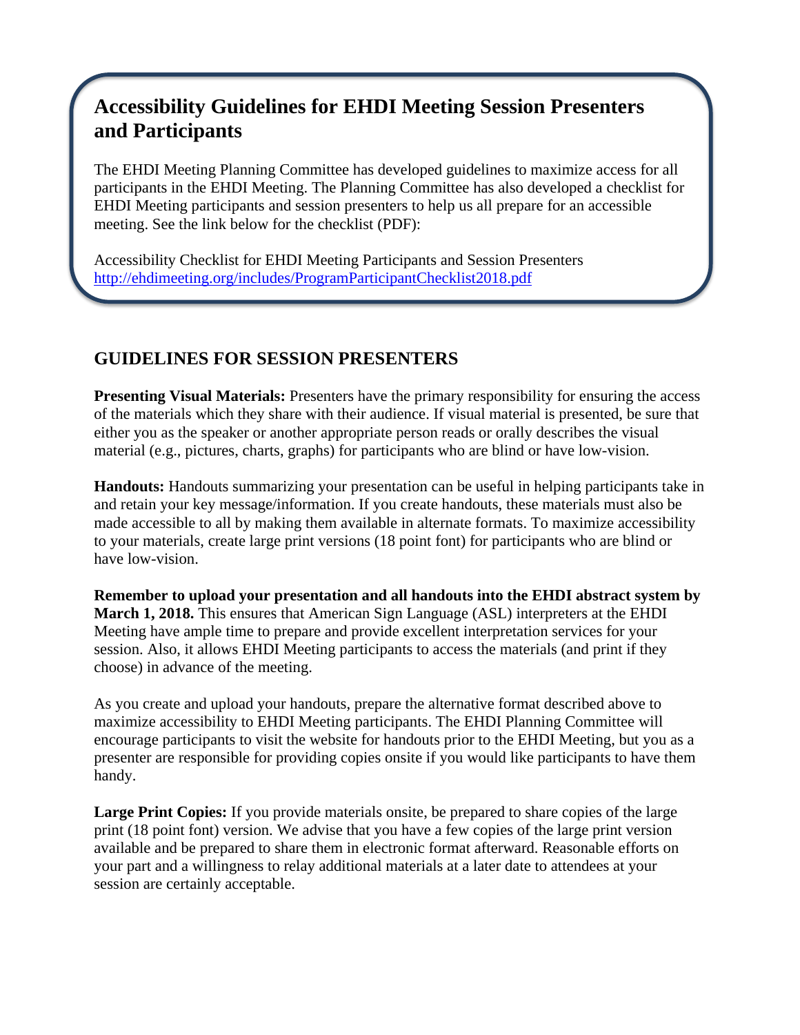# Accessibility Guidelines for EHDI Meeting Session Presenters and Participants

The EHDI Meeting Planning Committee has developed guidelines to maximize access for all participants in the EHDI Meeting. The Planning Committee has also developed a checklist for EHDI Meeting participants and session presenters to help us all prepare for an accessible meeting. See the link below for the checklist (PDF):

Accessibility Checklist for EHDI Meeting Participants and Session Presenters
http://ehdimeeting.org/includes/ProgramParticipantChecklist2018.pdf

## GUIDELINES FOR SESSION PRESENTERS

**Presenting Visual Materials:** Presenters have the primary responsibility for ensuring the access of the materials which they share with their audience. If visual material is presented, be sure that either you as the speaker or another appropriate person reads or orally describes the visual material (e.g., pictures, charts, graphs) for participants who are blind or have low-vision.

**Handouts:** Handouts summarizing your presentation can be useful in helping participants take in and retain your key message/information. If you create handouts, these materials must also be made accessible to all by making them available in alternate formats. To maximize accessibility to your materials, create large print versions (18 point font) for participants who are blind or have low-vision.

**Remember to upload your presentation and all handouts into the EHDI abstract system by March 1, 2018.** This ensures that American Sign Language (ASL) interpreters at the EHDI Meeting have ample time to prepare and provide excellent interpretation services for your session. Also, it allows EHDI Meeting participants to access the materials (and print if they choose) in advance of the meeting.

As you create and upload your handouts, prepare the alternative format described above to maximize accessibility to EHDI Meeting participants. The EHDI Planning Committee will encourage participants to visit the website for handouts prior to the EHDI Meeting, but you as a presenter are responsible for providing copies onsite if you would like participants to have them handy.

**Large Print Copies:** If you provide materials onsite, be prepared to share copies of the large print (18 point font) version. We advise that you have a few copies of the large print version available and be prepared to share them in electronic format afterward. Reasonable efforts on your part and a willingness to relay additional materials at a later date to attendees at your session are certainly acceptable.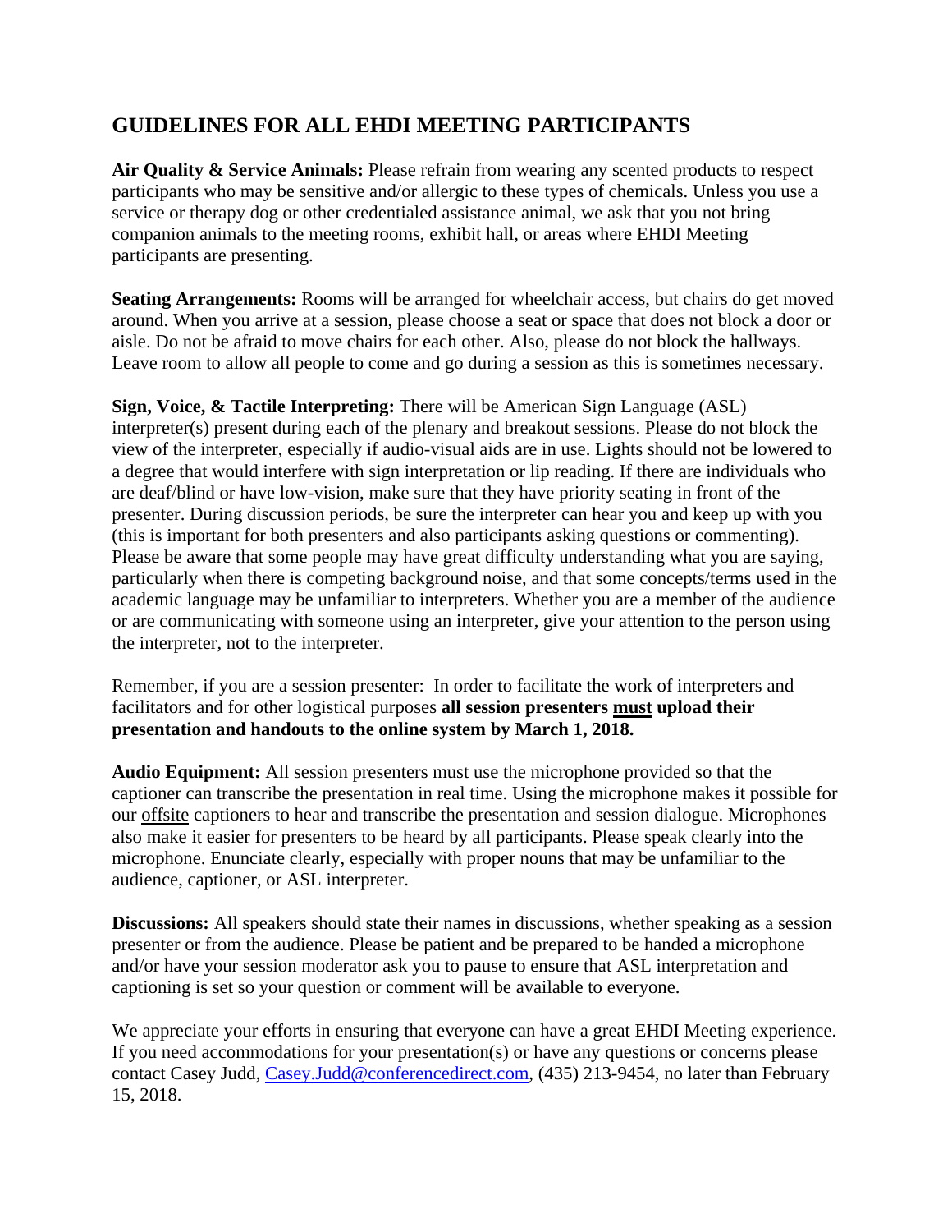## GUIDELINES FOR ALL EHDI MEETING PARTICIPANTS

**Air Quality & Service Animals:** Please refrain from wearing any scented products to respect participants who may be sensitive and/or allergic to these types of chemicals. Unless you use a service or therapy dog or other credentialed assistance animal, we ask that you not bring companion animals to the meeting rooms, exhibit hall, or areas where EHDI Meeting participants are presenting.

**Seating Arrangements:** Rooms will be arranged for wheelchair access, but chairs do get moved around. When you arrive at a session, please choose a seat or space that does not block a door or aisle. Do not be afraid to move chairs for each other. Also, please do not block the hallways. Leave room to allow all people to come and go during a session as this is sometimes necessary.

**Sign, Voice, & Tactile Interpreting:** There will be American Sign Language (ASL) interpreter(s) present during each of the plenary and breakout sessions. Please do not block the view of the interpreter, especially if audio-visual aids are in use. Lights should not be lowered to a degree that would interfere with sign interpretation or lip reading. If there are individuals who are deaf/blind or have low-vision, make sure that they have priority seating in front of the presenter. During discussion periods, be sure the interpreter can hear you and keep up with you (this is important for both presenters and also participants asking questions or commenting). Please be aware that some people may have great difficulty understanding what you are saying, particularly when there is competing background noise, and that some concepts/terms used in the academic language may be unfamiliar to interpreters. Whether you are a member of the audience or are communicating with someone using an interpreter, give your attention to the person using the interpreter, not to the interpreter.

Remember, if you are a session presenter: In order to facilitate the work of interpreters and facilitators and for other logistical purposes **all session presenters must upload their presentation and handouts to the online system by March 1, 2018.**

**Audio Equipment:** All session presenters must use the microphone provided so that the captioner can transcribe the presentation in real time. Using the microphone makes it possible for our offsite captioners to hear and transcribe the presentation and session dialogue. Microphones also make it easier for presenters to be heard by all participants. Please speak clearly into the microphone. Enunciate clearly, especially with proper nouns that may be unfamiliar to the audience, captioner, or ASL interpreter.

**Discussions:** All speakers should state their names in discussions, whether speaking as a session presenter or from the audience. Please be patient and be prepared to be handed a microphone and/or have your session moderator ask you to pause to ensure that ASL interpretation and captioning is set so your question or comment will be available to everyone.

We appreciate your efforts in ensuring that everyone can have a great EHDI Meeting experience. If you need accommodations for your presentation(s) or have any questions or concerns please contact Casey Judd, Casey.Judd@conferencedirect.com, (435) 213-9454, no later than February 15, 2018.